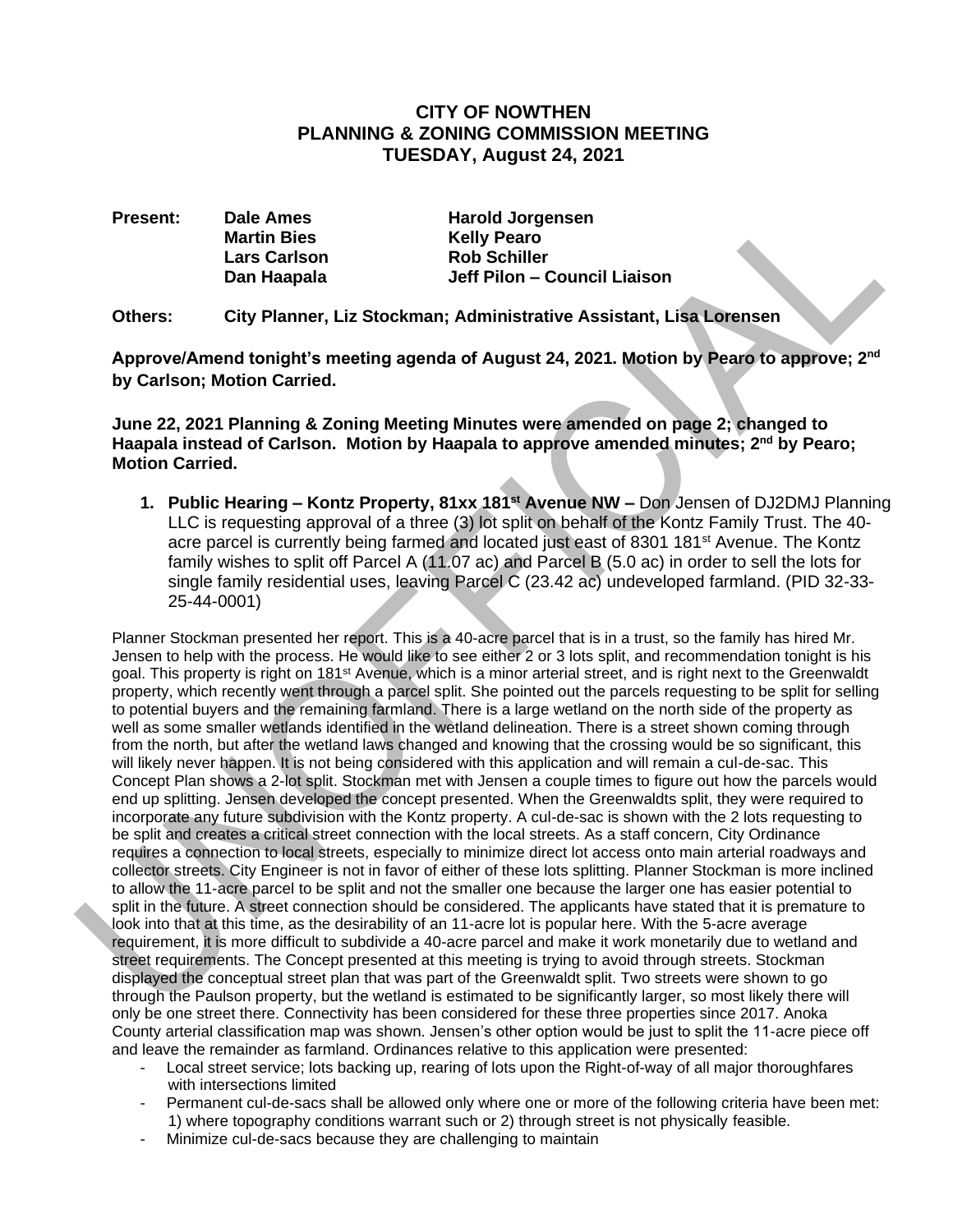# CITY OF NOWTHEN
## PLANNING & ZONING COMMISSION MEETING
### TUESDAY, August 24, 2021

| | | |
|---|---|---|
| **Present:** | **Dale Ames** | **Harold Jorgensen** |
| | **Martin Bies** | **Kelly Pearo** |
| | **Lars Carlson** | **Rob Schiller** |
| | **Dan Haapala** | **Jeff Pilon – Council Liaison** |

**Others:** **City Planner, Liz Stockman; Administrative Assistant, Lisa Lorensen**

**Approve/Amend tonight's meeting agenda of August 24, 2021. Motion by Pearo to approve; 2nd by Carlson; Motion Carried.**

**June 22, 2021 Planning & Zoning Meeting Minutes were amended on page 2; changed to Haapala instead of Carlson. Motion by Haapala to approve amended minutes; 2nd by Pearo; Motion Carried.**

1. **Public Hearing – Kontz Property, 81xx 181st Avenue NW –** Don Jensen of DJ2DMJ Planning LLC is requesting approval of a three (3) lot split on behalf of the Kontz Family Trust. The 40-acre parcel is currently being farmed and located just east of 8301 181st Avenue. The Kontz family wishes to split off Parcel A (11.07 ac) and Parcel B (5.0 ac) in order to sell the lots for single family residential uses, leaving Parcel C (23.42 ac) undeveloped farmland. (PID 32-33-25-44-0001)

Planner Stockman presented her report. This is a 40-acre parcel that is in a trust, so the family has hired Mr. Jensen to help with the process. He would like to see either 2 or 3 lots split, and recommendation tonight is his goal. This property is right on 181st Avenue, which is a minor arterial street, and is right next to the Greenwaldt property, which recently went through a parcel split. She pointed out the parcels requesting to be split for selling to potential buyers and the remaining farmland. There is a large wetland on the north side of the property as well as some smaller wetlands identified in the wetland delineation. There is a street shown coming through from the north, but after the wetland laws changed and knowing that the crossing would be so significant, this will likely never happen. It is not being considered with this application and will remain a cul-de-sac. This Concept Plan shows a 2-lot split. Stockman met with Jensen a couple times to figure out how the parcels would end up splitting. Jensen developed the concept presented. When the Greenwaldts split, they were required to incorporate any future subdivision with the Kontz property. A cul-de-sac is shown with the 2 lots requesting to be split and creates a critical street connection with the local streets. As a staff concern, City Ordinance requires a connection to local streets, especially to minimize direct lot access onto main arterial roadways and collector streets. City Engineer is not in favor of either of these lots splitting. Planner Stockman is more inclined to allow the 11-acre parcel to be split and not the smaller one because the larger one has easier potential to split in the future. A street connection should be considered. The applicants have stated that it is premature to look into that at this time, as the desirability of an 11-acre lot is popular here. With the 5-acre average requirement, it is more difficult to subdivide a 40-acre parcel and make it work monetarily due to wetland and street requirements. The Concept presented at this meeting is trying to avoid through streets. Stockman displayed the conceptual street plan that was part of the Greenwaldt split. Two streets were shown to go through the Paulson property, but the wetland is estimated to be significantly larger, so most likely there will only be one street there. Connectivity has been considered for these three properties since 2017. Anoka County arterial classification map was shown. Jensen's other option would be just to split the 11-acre piece off and leave the remainder as farmland. Ordinances relative to this application were presented:

- Local street service; lots backing up, rearing of lots upon the Right-of-way of all major thoroughfares with intersections limited
- Permanent cul-de-sacs shall be allowed only where one or more of the following criteria have been met: 1) where topography conditions warrant such or 2) through street is not physically feasible.
- Minimize cul-de-sacs because they are challenging to maintain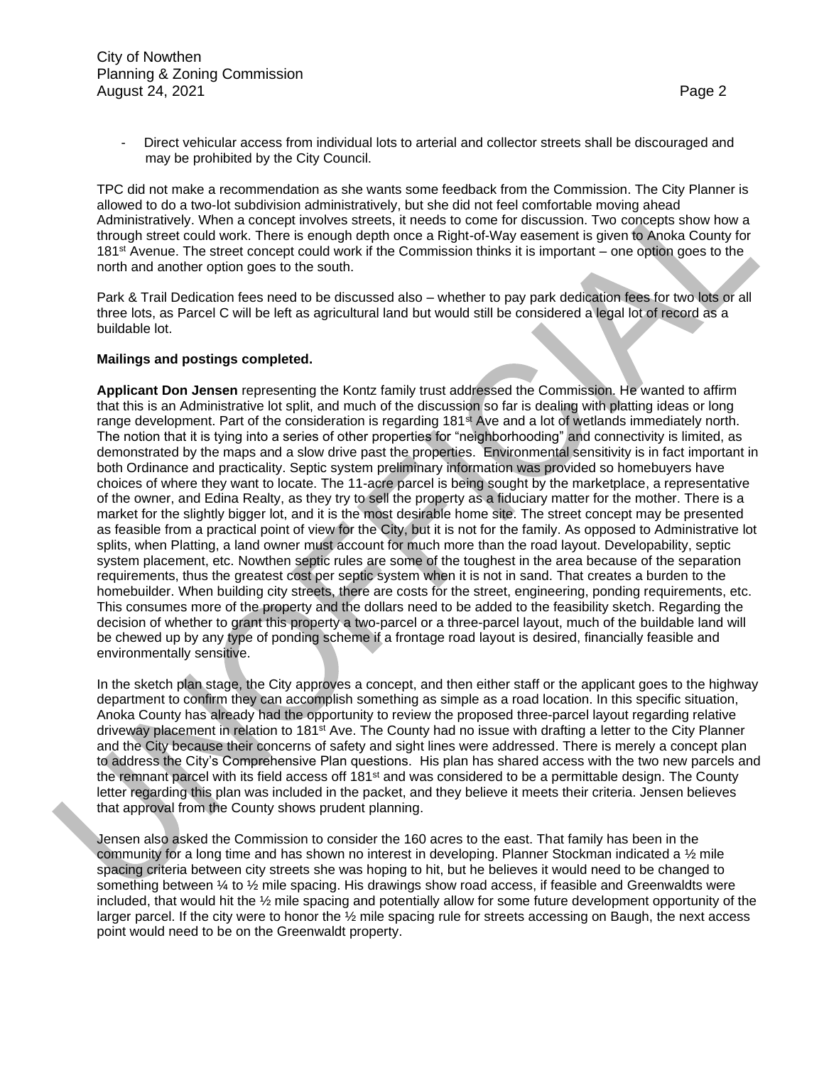- Direct vehicular access from individual lots to arterial and collector streets shall be discouraged and may be prohibited by the City Council.

TPC did not make a recommendation as she wants some feedback from the Commission. The City Planner is allowed to do a two-lot subdivision administratively, but she did not feel comfortable moving ahead Administratively. When a concept involves streets, it needs to come for discussion. Two concepts show how a through street could work. There is enough depth once a Right-of-Way easement is given to Anoka County for 181st Avenue. The street concept could work if the Commission thinks it is important – one option goes to the north and another option goes to the south.

Park & Trail Dedication fees need to be discussed also – whether to pay park dedication fees for two lots or all three lots, as Parcel C will be left as agricultural land but would still be considered a legal lot of record as a buildable lot.

**Mailings and postings completed.**

**Applicant Don Jensen** representing the Kontz family trust addressed the Commission. He wanted to affirm that this is an Administrative lot split, and much of the discussion so far is dealing with platting ideas or long range development. Part of the consideration is regarding 181st Ave and a lot of wetlands immediately north. The notion that it is tying into a series of other properties for "neighborhooding" and connectivity is limited, as demonstrated by the maps and a slow drive past the properties. Environmental sensitivity is in fact important in both Ordinance and practicality. Septic system preliminary information was provided so homebuyers have choices of where they want to locate. The 11-acre parcel is being sought by the marketplace, a representative of the owner, and Edina Realty, as they try to sell the property as a fiduciary matter for the mother. There is a market for the slightly bigger lot, and it is the most desirable home site. The street concept may be presented as feasible from a practical point of view for the City, but it is not for the family. As opposed to Administrative lot splits, when Platting, a land owner must account for much more than the road layout. Developability, septic system placement, etc. Nowthen septic rules are some of the toughest in the area because of the separation requirements, thus the greatest cost per septic system when it is not in sand. That creates a burden to the homebuilder. When building city streets, there are costs for the street, engineering, ponding requirements, etc. This consumes more of the property and the dollars need to be added to the feasibility sketch. Regarding the decision of whether to grant this property a two-parcel or a three-parcel layout, much of the buildable land will be chewed up by any type of ponding scheme if a frontage road layout is desired, financially feasible and environmentally sensitive.

In the sketch plan stage, the City approves a concept, and then either staff or the applicant goes to the highway department to confirm they can accomplish something as simple as a road location. In this specific situation, Anoka County has already had the opportunity to review the proposed three-parcel layout regarding relative driveway placement in relation to 181st Ave. The County had no issue with drafting a letter to the City Planner and the City because their concerns of safety and sight lines were addressed. There is merely a concept plan to address the City's Comprehensive Plan questions. His plan has shared access with the two new parcels and the remnant parcel with its field access off 181st and was considered to be a permittable design. The County letter regarding this plan was included in the packet, and they believe it meets their criteria. Jensen believes that approval from the County shows prudent planning.

Jensen also asked the Commission to consider the 160 acres to the east. That family has been in the community for a long time and has shown no interest in developing. Planner Stockman indicated a ½ mile spacing criteria between city streets she was hoping to hit, but he believes it would need to be changed to something between ¼ to ½ mile spacing. His drawings show road access, if feasible and Greenwaldts were included, that would hit the ½ mile spacing and potentially allow for some future development opportunity of the larger parcel. If the city were to honor the ½ mile spacing rule for streets accessing on Baugh, the next access point would need to be on the Greenwaldt property.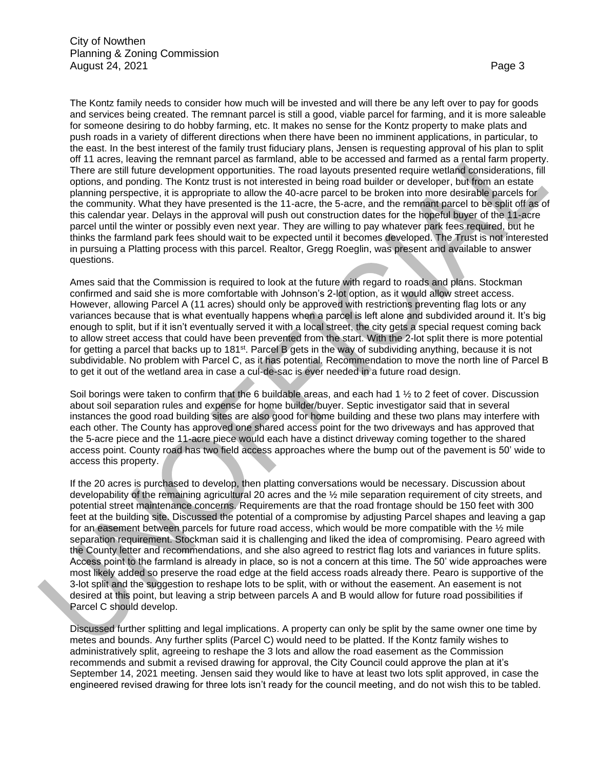The Kontz family needs to consider how much will be invested and will there be any left over to pay for goods and services being created. The remnant parcel is still a good, viable parcel for farming, and it is more saleable for someone desiring to do hobby farming, etc. It makes no sense for the Kontz property to make plats and push roads in a variety of different directions when there have been no imminent applications, in particular, to the east. In the best interest of the family trust fiduciary plans, Jensen is requesting approval of his plan to split off 11 acres, leaving the remnant parcel as farmland, able to be accessed and farmed as a rental farm property. There are still future development opportunities. The road layouts presented require wetland considerations, fill options, and ponding. The Kontz trust is not interested in being road builder or developer, but from an estate planning perspective, it is appropriate to allow the 40-acre parcel to be broken into more desirable parcels for the community. What they have presented is the 11-acre, the 5-acre, and the remnant parcel to be split off as of this calendar year. Delays in the approval will push out construction dates for the hopeful buyer of the 11-acre parcel until the winter or possibly even next year. They are willing to pay whatever park fees required, but he thinks the farmland park fees should wait to be expected until it becomes developed. The Trust is not interested in pursuing a Platting process with this parcel. Realtor, Gregg Roeglin, was present and available to answer questions.

Ames said that the Commission is required to look at the future with regard to roads and plans. Stockman confirmed and said she is more comfortable with Johnson's 2-lot option, as it would allow street access. However, allowing Parcel A (11 acres) should only be approved with restrictions preventing flag lots or any variances because that is what eventually happens when a parcel is left alone and subdivided around it. It's big enough to split, but if it isn't eventually served it with a local street, the city gets a special request coming back to allow street access that could have been prevented from the start. With the 2-lot split there is more potential for getting a parcel that backs up to 181st. Parcel B gets in the way of subdividing anything, because it is not subdividable. No problem with Parcel C, as it has potential. Recommendation to move the north line of Parcel B to get it out of the wetland area in case a cul-de-sac is ever needed in a future road design.

Soil borings were taken to confirm that the 6 buildable areas, and each had 1 ½ to 2 feet of cover. Discussion about soil separation rules and expense for home builder/buyer. Septic investigator said that in several instances the good road building sites are also good for home building and these two plans may interfere with each other. The County has approved one shared access point for the two driveways and has approved that the 5-acre piece and the 11-acre piece would each have a distinct driveway coming together to the shared access point. County road has two field access approaches where the bump out of the pavement is 50' wide to access this property.

If the 20 acres is purchased to develop, then platting conversations would be necessary. Discussion about developability of the remaining agricultural 20 acres and the ½ mile separation requirement of city streets, and potential street maintenance concerns. Requirements are that the road frontage should be 150 feet with 300 feet at the building site. Discussed the potential of a compromise by adjusting Parcel shapes and leaving a gap for an easement between parcels for future road access, which would be more compatible with the ½ mile separation requirement. Stockman said it is challenging and liked the idea of compromising. Pearo agreed with the County letter and recommendations, and she also agreed to restrict flag lots and variances in future splits. Access point to the farmland is already in place, so is not a concern at this time. The 50' wide approaches were most likely added so preserve the road edge at the field access roads already there. Pearo is supportive of the 3-lot split and the suggestion to reshape lots to be split, with or without the easement. An easement is not desired at this point, but leaving a strip between parcels A and B would allow for future road possibilities if Parcel C should develop.

Discussed further splitting and legal implications. A property can only be split by the same owner one time by metes and bounds. Any further splits (Parcel C) would need to be platted. If the Kontz family wishes to administratively split, agreeing to reshape the 3 lots and allow the road easement as the Commission recommends and submit a revised drawing for approval, the City Council could approve the plan at it's September 14, 2021 meeting. Jensen said they would like to have at least two lots split approved, in case the engineered revised drawing for three lots isn't ready for the council meeting, and do not wish this to be tabled.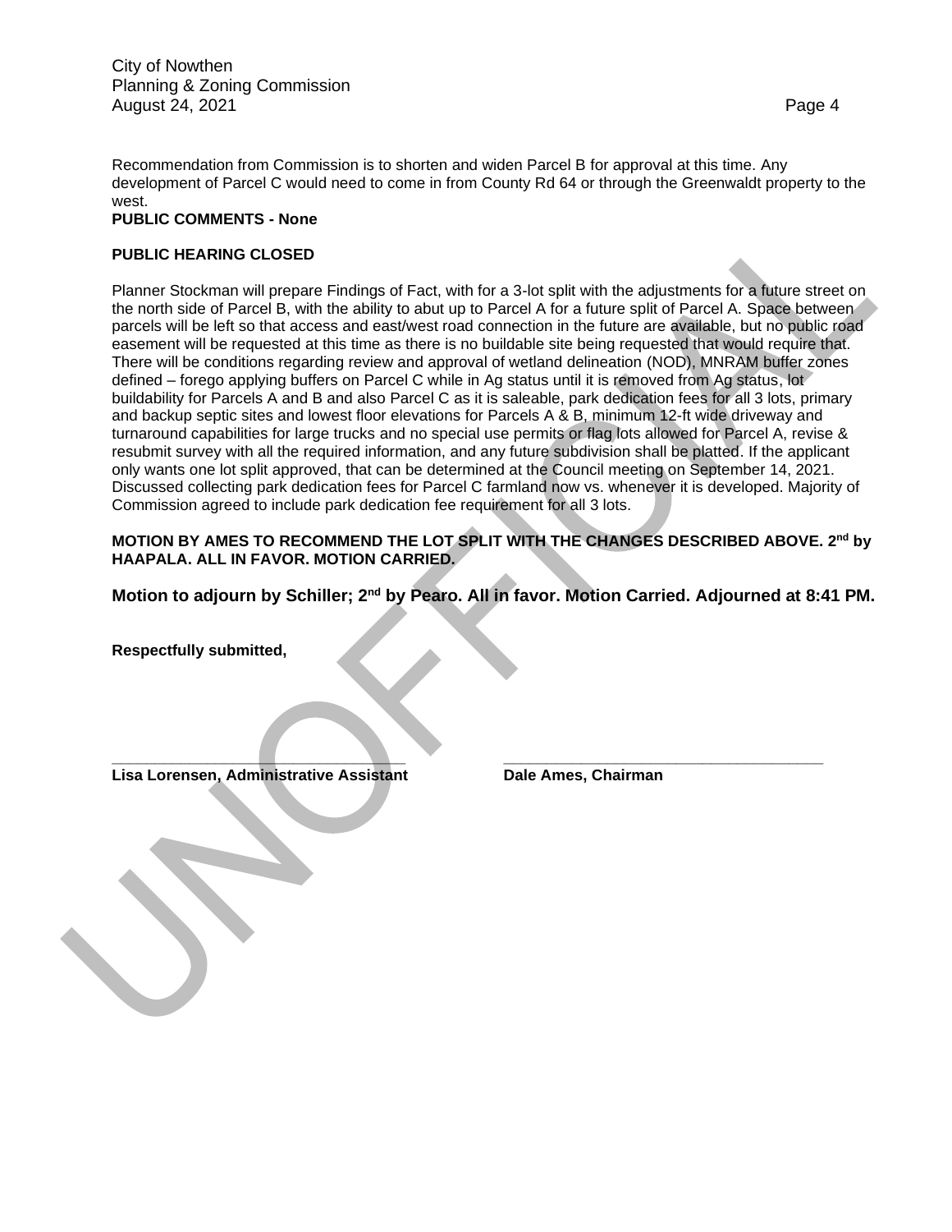Recommendation from Commission is to shorten and widen Parcel B for approval at this time. Any development of Parcel C would need to come in from County Rd 64 or through the Greenwaldt property to the west.

**PUBLIC COMMENTS - None**

**PUBLIC HEARING CLOSED**

Planner Stockman will prepare Findings of Fact, with for a 3-lot split with the adjustments for a future street on the north side of Parcel B, with the ability to abut up to Parcel A for a future split of Parcel A. Space between parcels will be left so that access and east/west road connection in the future are available, but no public road easement will be requested at this time as there is no buildable site being requested that would require that. There will be conditions regarding review and approval of wetland delineation (NOD), MNRAM buffer zones defined – forego applying buffers on Parcel C while in Ag status until it is removed from Ag status, lot buildability for Parcels A and B and also Parcel C as it is saleable, park dedication fees for all 3 lots, primary and backup septic sites and lowest floor elevations for Parcels A & B, minimum 12-ft wide driveway and turnaround capabilities for large trucks and no special use permits or flag lots allowed for Parcel A, revise & resubmit survey with all the required information, and any future subdivision shall be platted. If the applicant only wants one lot split approved, that can be determined at the Council meeting on September 14, 2021. Discussed collecting park dedication fees for Parcel C farmland now vs. whenever it is developed. Majority of Commission agreed to include park dedication fee requirement for all 3 lots.

**MOTION BY AMES TO RECOMMEND THE LOT SPLIT WITH THE CHANGES DESCRIBED ABOVE. 2nd by HAAPALA. ALL IN FAVOR. MOTION CARRIED.**

**Motion to adjourn by Schiller; 2nd by Pearo. All in favor. Motion Carried. Adjourned at 8:41 PM.**

**Respectfully submitted,**

\_\_\_\_\_\_\_\_\_\_\_\_\_\_\_\_\_\_\_\_\_\_\_\_\_\_\_\_\_\_\_\_\_\_
**Lisa Lorensen, Administrative Assistant**

\_\_\_\_\_\_\_\_\_\_\_\_\_\_\_\_\_\_\_\_\_\_\_\_\_\_\_\_\_\_\_\_\_\_
**Dale Ames, Chairman**

UNOFFICIAL